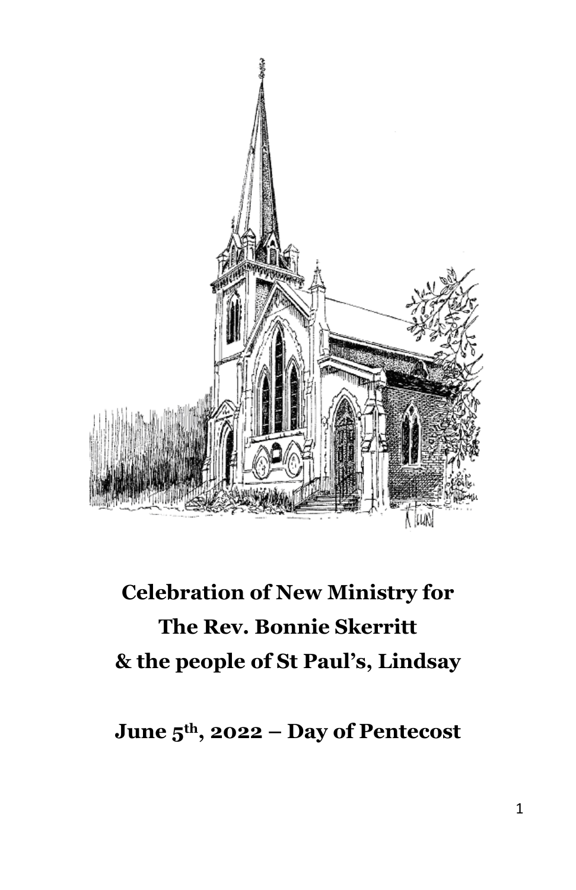# Celebration of New Ministry for The Rev. Bonnie Skerritt & the people of St Paul's, Lindsay

## June 5th, 2022 – Day of Pentecost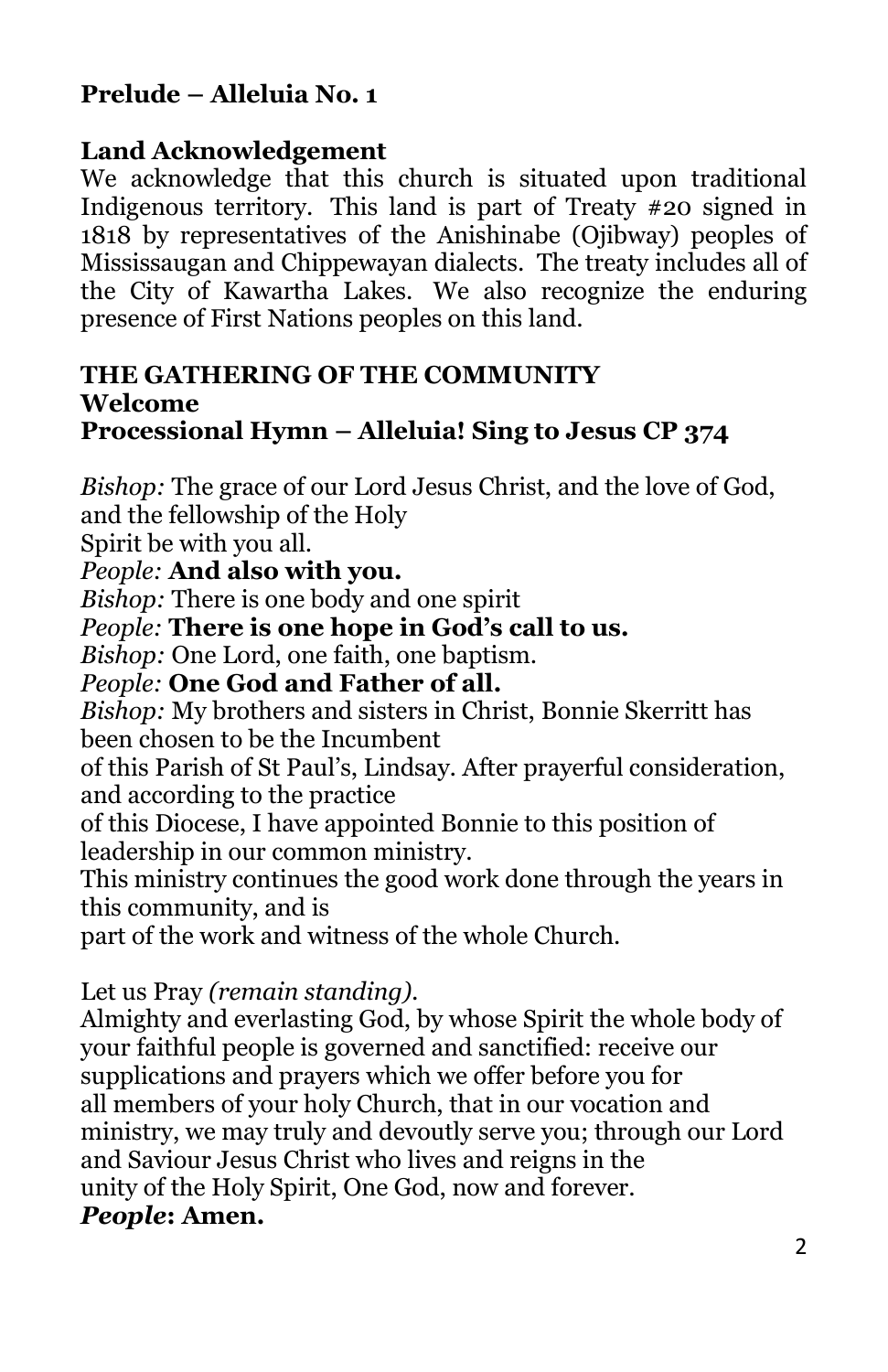**Prelude – Alleluia No. 1**

**Land Acknowledgement**

We acknowledge that this church is situated upon traditional Indigenous territory. This land is part of Treaty #20 signed in 1818 by representatives of the Anishinabe (Ojibway) peoples of Mississaugan and Chippewayan dialects. The treaty includes all of the City of Kawartha Lakes. We also recognize the enduring presence of First Nations peoples on this land.

**THE GATHERING OF THE COMMUNITY**

**Welcome**

**Processional Hymn – Alleluia! Sing to Jesus CP 374**

*Bishop:* The grace of our Lord Jesus Christ, and the love of God, and the fellowship of the Holy Spirit be with you all.

*People:* **And also with you.**

*Bishop:* There is one body and one spirit

*People:* **There is one hope in God's call to us.**

*Bishop:* One Lord, one faith, one baptism.

*People:* **One God and Father of all.**

*Bishop:* My brothers and sisters in Christ, Bonnie Skerritt has been chosen to be the Incumbent of this Parish of St Paul's, Lindsay. After prayerful consideration, and according to the practice of this Diocese, I have appointed Bonnie to this position of leadership in our common ministry.

This ministry continues the good work done through the years in this community, and is part of the work and witness of the whole Church.

Let us Pray *(remain standing).*

Almighty and everlasting God, by whose Spirit the whole body of your faithful people is governed and sanctified: receive our supplications and prayers which we offer before you for all members of your holy Church, that in our vocation and ministry, we may truly and devoutly serve you; through our Lord and Saviour Jesus Christ who lives and reigns in the unity of the Holy Spirit, One God, now and forever.

***People*: Amen.**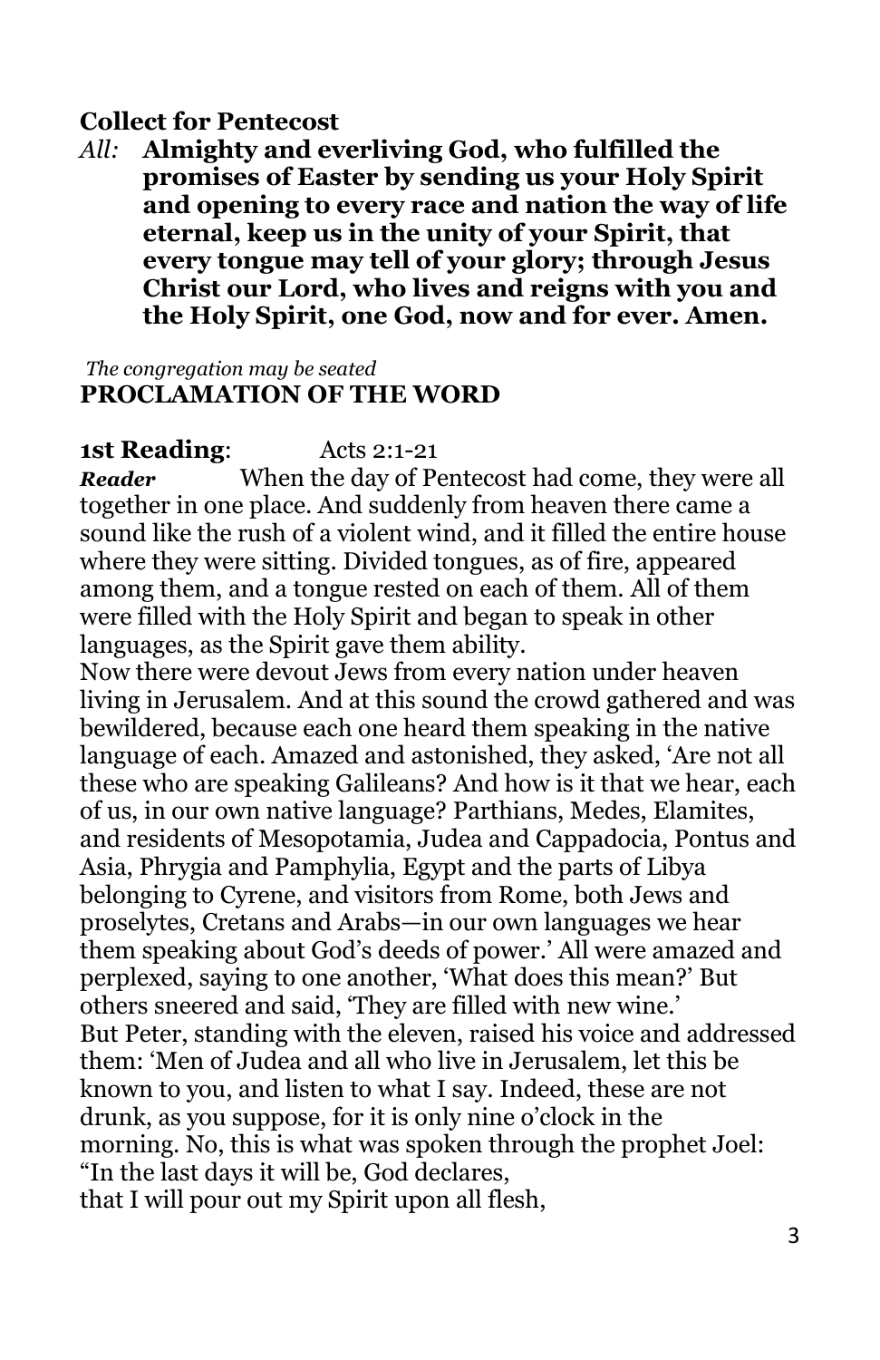**Collect for Pentecost**

*All:* **Almighty and everliving God, who fulfilled the promises of Easter by sending us your Holy Spirit and opening to every race and nation the way of life eternal, keep us in the unity of your Spirit, that every tongue may tell of your glory; through Jesus Christ our Lord, who lives and reigns with you and the Holy Spirit, one God, now and for ever. Amen.**

*The congregation may be seated*

**PROCLAMATION OF THE WORD**

**1st Reading**: Acts 2:1-21

***Reader*** When the day of Pentecost had come, they were all together in one place. And suddenly from heaven there came a sound like the rush of a violent wind, and it filled the entire house where they were sitting. Divided tongues, as of fire, appeared among them, and a tongue rested on each of them. All of them were filled with the Holy Spirit and began to speak in other languages, as the Spirit gave them ability.

Now there were devout Jews from every nation under heaven living in Jerusalem. And at this sound the crowd gathered and was bewildered, because each one heard them speaking in the native language of each. Amazed and astonished, they asked, 'Are not all these who are speaking Galileans? And how is it that we hear, each of us, in our own native language? Parthians, Medes, Elamites, and residents of Mesopotamia, Judea and Cappadocia, Pontus and Asia, Phrygia and Pamphylia, Egypt and the parts of Libya belonging to Cyrene, and visitors from Rome, both Jews and proselytes, Cretans and Arabs—in our own languages we hear them speaking about God's deeds of power.' All were amazed and perplexed, saying to one another, 'What does this mean?' But others sneered and said, 'They are filled with new wine.'

But Peter, standing with the eleven, raised his voice and addressed them: 'Men of Judea and all who live in Jerusalem, let this be known to you, and listen to what I say. Indeed, these are not drunk, as you suppose, for it is only nine o'clock in the morning. No, this is what was spoken through the prophet Joel:

"In the last days it will be, God declares,
that I will pour out my Spirit upon all flesh,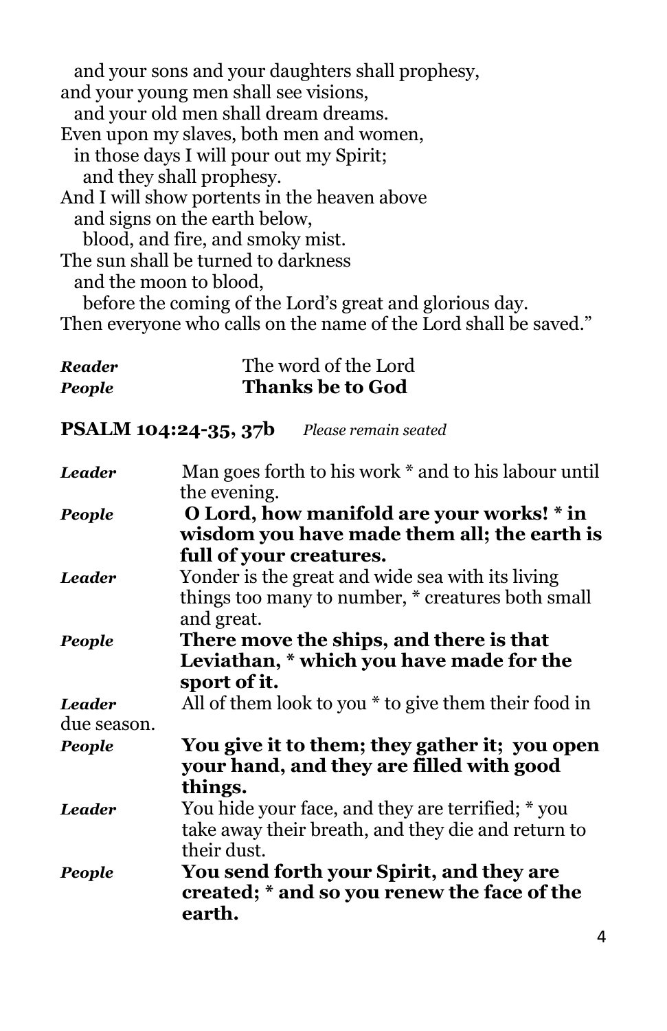and your sons and your daughters shall prophesy,
and your young men shall see visions,
and your old men shall dream dreams.
Even upon my slaves, both men and women,
in those days I will pour out my Spirit;
and they shall prophesy.
And I will show portents in the heaven above
and signs on the earth below,
blood, and fire, and smoky mist.
The sun shall be turned to darkness
and the moon to blood,
before the coming of the Lord's great and glorious day.
Then everyone who calls on the name of the Lord shall be saved."

***Reader*** The word of the Lord
***People*** **Thanks be to God**

**PSALM 104:24-35, 37b** *Please remain seated*

***Leader*** Man goes forth to his work * and to his labour until the evening.

***People*** **O Lord, how manifold are your works! * in wisdom you have made them all; the earth is full of your creatures.**

***Leader*** Yonder is the great and wide sea with its living things too many to number, * creatures both small and great.

***People*** **There move the ships, and there is that Leviathan, * which you have made for the sport of it.**

***Leader*** All of them look to you * to give them their food in due season.

***People*** **You give it to them; they gather it; you open your hand, and they are filled with good things.**

***Leader*** You hide your face, and they are terrified; * you take away their breath, and they die and return to their dust.

***People*** **You send forth your Spirit, and they are created; * and so you renew the face of the earth.**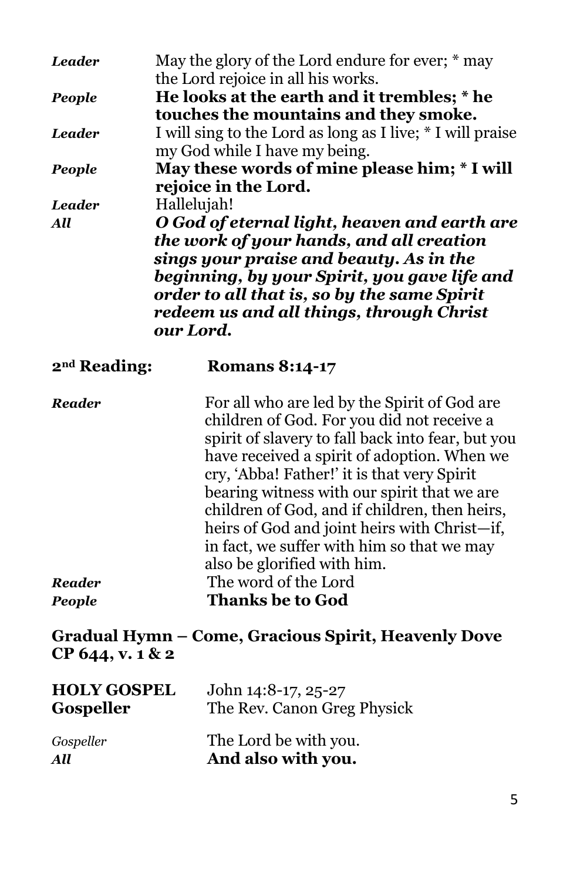*Leader* May the glory of the Lord endure for ever; * may the Lord rejoice in all his works.

*People* **He looks at the earth and it trembles; * he touches the mountains and they smoke.**

*Leader* I will sing to the Lord as long as I live; * I will praise my God while I have my being.

*People* **May these words of mine please him; * I will rejoice in the Lord.**

*Leader* Hallelujah!

*All* ***O God of eternal light, heaven and earth are the work of your hands, and all creation sings your praise and beauty. As in the beginning, by your Spirit, you gave life and order to all that is, so by the same Spirit redeem us and all things, through Christ our Lord.***

**2nd Reading: Romans 8:14-17**

*Reader* For all who are led by the Spirit of God are children of God. For you did not receive a spirit of slavery to fall back into fear, but you have received a spirit of adoption. When we cry, 'Abba! Father!' it is that very Spirit bearing witness with our spirit that we are children of God, and if children, then heirs, heirs of God and joint heirs with Christ—if, in fact, we suffer with him so that we may also be glorified with him.

*Reader* The word of the Lord

*People* **Thanks be to God**

**Gradual Hymn – Come, Gracious Spirit, Heavenly Dove CP 644, v. 1 & 2**

**HOLY GOSPEL** John 14:8-17, 25-27

**Gospeller** The Rev. Canon Greg Physick

*Gospeller* The Lord be with you.

*All* **And also with you.**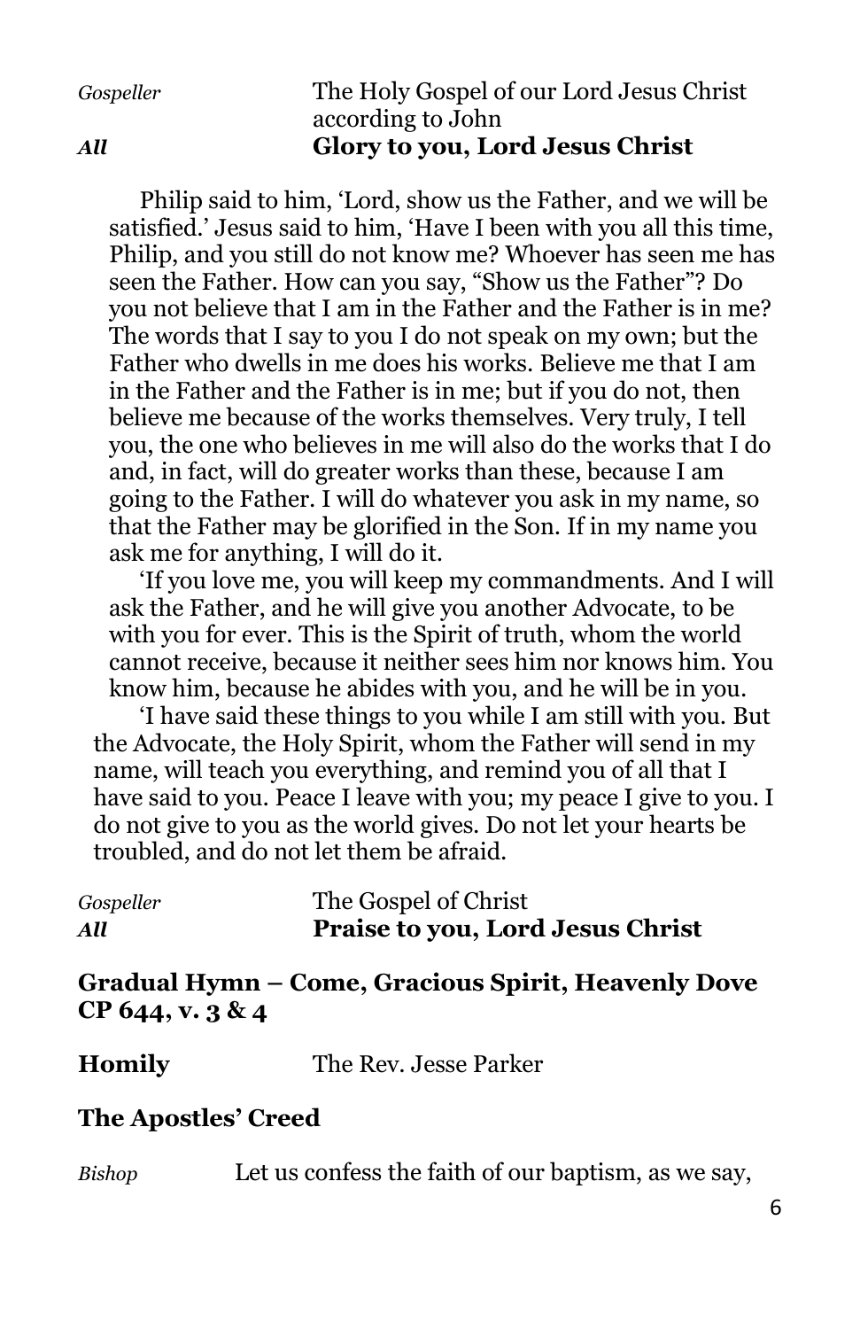*Gospeller* The Holy Gospel of our Lord Jesus Christ according to John

***All*** **Glory to you, Lord Jesus Christ**

Philip said to him, 'Lord, show us the Father, and we will be satisfied.' Jesus said to him, 'Have I been with you all this time, Philip, and you still do not know me? Whoever has seen me has seen the Father. How can you say, "Show us the Father"? Do you not believe that I am in the Father and the Father is in me? The words that I say to you I do not speak on my own; but the Father who dwells in me does his works. Believe me that I am in the Father and the Father is in me; but if you do not, then believe me because of the works themselves. Very truly, I tell you, the one who believes in me will also do the works that I do and, in fact, will do greater works than these, because I am going to the Father. I will do whatever you ask in my name, so that the Father may be glorified in the Son. If in my name you ask me for anything, I will do it.

'If you love me, you will keep my commandments. And I will ask the Father, and he will give you another Advocate, to be with you for ever. This is the Spirit of truth, whom the world cannot receive, because it neither sees him nor knows him. You know him, because he abides with you, and he will be in you.

'I have said these things to you while I am still with you. But the Advocate, the Holy Spirit, whom the Father will send in my name, will teach you everything, and remind you of all that I have said to you. Peace I leave with you; my peace I give to you. I do not give to you as the world gives. Do not let your hearts be troubled, and do not let them be afraid.

*Gospeller* The Gospel of Christ

***All*** **Praise to you, Lord Jesus Christ**

**Gradual Hymn – Come, Gracious Spirit, Heavenly Dove CP 644, v. 3 & 4**

**Homily** The Rev. Jesse Parker

**The Apostles' Creed**

*Bishop* Let us confess the faith of our baptism, as we say,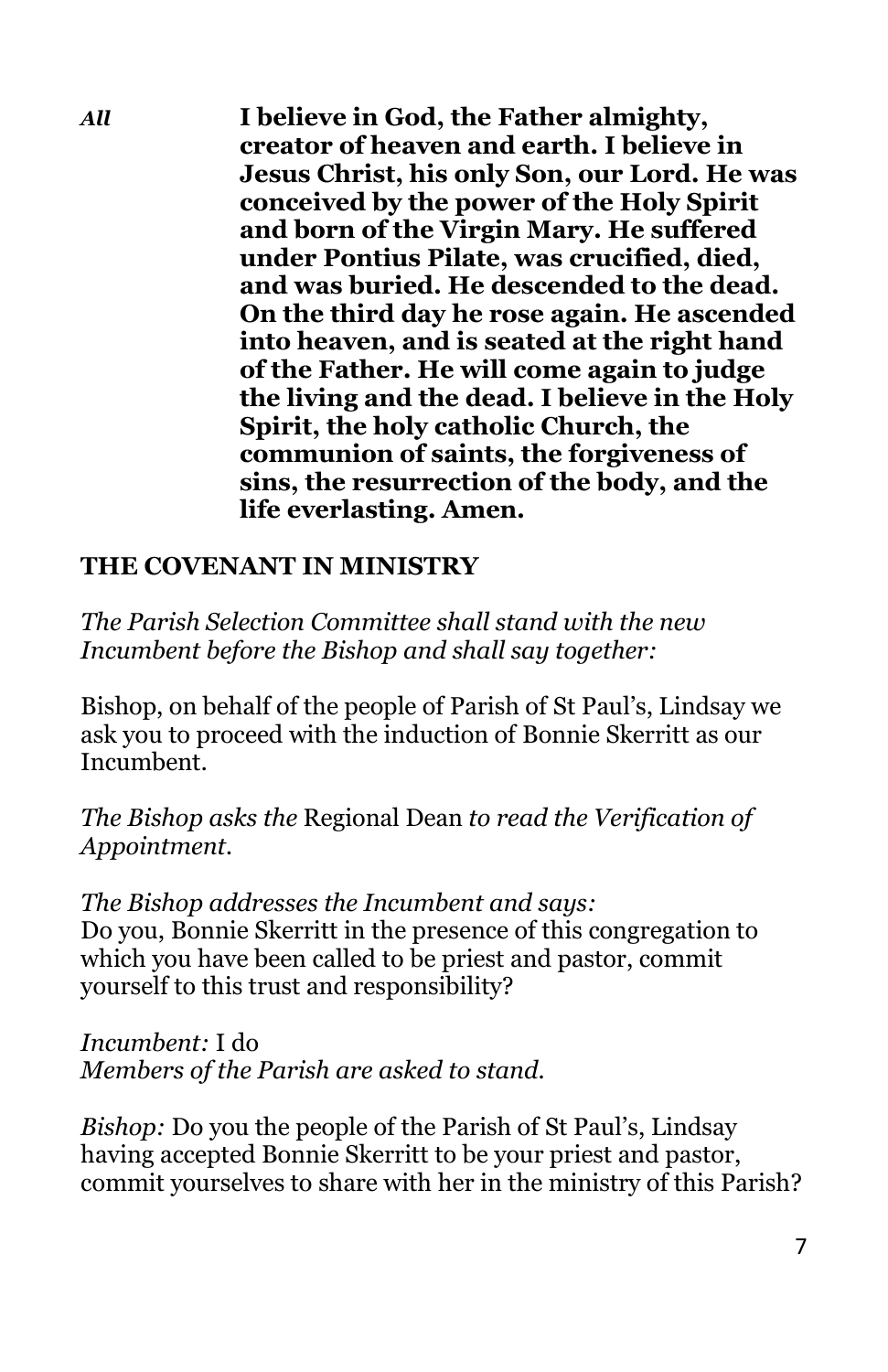*All* **I believe in God, the Father almighty, creator of heaven and earth. I believe in Jesus Christ, his only Son, our Lord. He was conceived by the power of the Holy Spirit and born of the Virgin Mary. He suffered under Pontius Pilate, was crucified, died, and was buried. He descended to the dead. On the third day he rose again. He ascended into heaven, and is seated at the right hand of the Father. He will come again to judge the living and the dead. I believe in the Holy Spirit, the holy catholic Church, the communion of saints, the forgiveness of sins, the resurrection of the body, and the life everlasting. Amen.**

## THE COVENANT IN MINISTRY

*The Parish Selection Committee shall stand with the new Incumbent before the Bishop and shall say together:*

Bishop, on behalf of the people of Parish of St Paul's, Lindsay we ask you to proceed with the induction of Bonnie Skerritt as our Incumbent.

*The Bishop asks the* Regional Dean *to read the Verification of Appointment.*

*The Bishop addresses the Incumbent and says:*
Do you, Bonnie Skerritt in the presence of this congregation to which you have been called to be priest and pastor, commit yourself to this trust and responsibility?

*Incumbent:* I do
*Members of the Parish are asked to stand.*

*Bishop:* Do you the people of the Parish of St Paul's, Lindsay having accepted Bonnie Skerritt to be your priest and pastor, commit yourselves to share with her in the ministry of this Parish?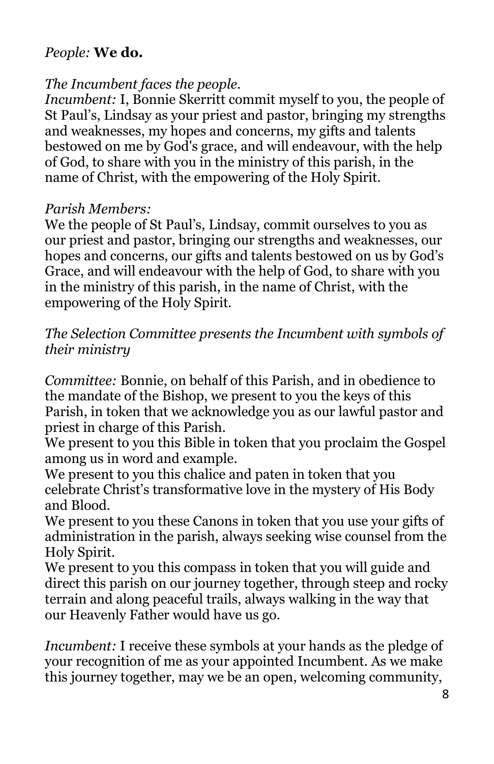*People:* **We do.**

*The Incumbent faces the people.*
*Incumbent:* I, Bonnie Skerritt commit myself to you, the people of St Paul's, Lindsay as your priest and pastor, bringing my strengths and weaknesses, my hopes and concerns, my gifts and talents bestowed on me by God's grace, and will endeavour, with the help of God, to share with you in the ministry of this parish, in the name of Christ, with the empowering of the Holy Spirit.

*Parish Members:*
We the people of St Paul's, Lindsay, commit ourselves to you as our priest and pastor, bringing our strengths and weaknesses, our hopes and concerns, our gifts and talents bestowed on us by God's Grace, and will endeavour with the help of God, to share with you in the ministry of this parish, in the name of Christ, with the empowering of the Holy Spirit.

*The Selection Committee presents the Incumbent with symbols of their ministry*

*Committee:* Bonnie, on behalf of this Parish, and in obedience to the mandate of the Bishop, we present to you the keys of this Parish, in token that we acknowledge you as our lawful pastor and priest in charge of this Parish.
We present to you this Bible in token that you proclaim the Gospel among us in word and example.
We present to you this chalice and paten in token that you celebrate Christ's transformative love in the mystery of His Body and Blood.
We present to you these Canons in token that you use your gifts of administration in the parish, always seeking wise counsel from the Holy Spirit.
We present to you this compass in token that you will guide and direct this parish on our journey together, through steep and rocky terrain and along peaceful trails, always walking in the way that our Heavenly Father would have us go.

*Incumbent:* I receive these symbols at your hands as the pledge of your recognition of me as your appointed Incumbent. As we make this journey together, may we be an open, welcoming community,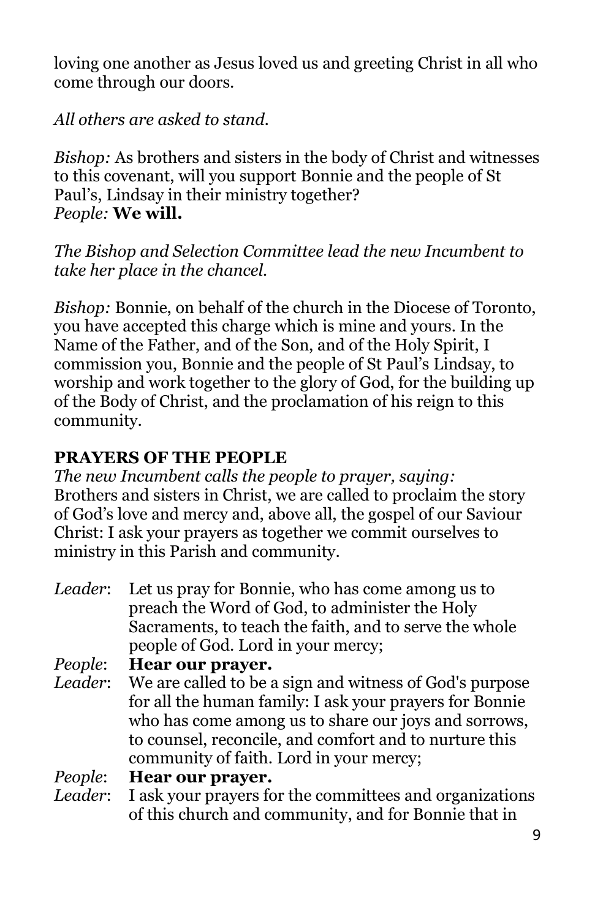loving one another as Jesus loved us and greeting Christ in all who come through our doors.

*All others are asked to stand.*

*Bishop:* As brothers and sisters in the body of Christ and witnesses to this covenant, will you support Bonnie and the people of St Paul's, Lindsay in their ministry together?
*People:* **We will.**

*The Bishop and Selection Committee lead the new Incumbent to take her place in the chancel.*

*Bishop:* Bonnie, on behalf of the church in the Diocese of Toronto, you have accepted this charge which is mine and yours. In the Name of the Father, and of the Son, and of the Holy Spirit, I commission you, Bonnie and the people of St Paul's Lindsay, to worship and work together to the glory of God, for the building up of the Body of Christ, and the proclamation of his reign to this community.

## PRAYERS OF THE PEOPLE

*The new Incumbent calls the people to prayer, saying:*
Brothers and sisters in Christ, we are called to proclaim the story of God's love and mercy and, above all, the gospel of our Saviour Christ: I ask your prayers as together we commit ourselves to ministry in this Parish and community.

*Leader*: Let us pray for Bonnie, who has come among us to preach the Word of God, to administer the Holy Sacraments, to teach the faith, and to serve the whole people of God. Lord in your mercy;
*People*: **Hear our prayer.**
*Leader*: We are called to be a sign and witness of God's purpose for all the human family: I ask your prayers for Bonnie who has come among us to share our joys and sorrows, to counsel, reconcile, and comfort and to nurture this community of faith. Lord in your mercy;
*People*: **Hear our prayer.**
*Leader*: I ask your prayers for the committees and organizations of this church and community, and for Bonnie that in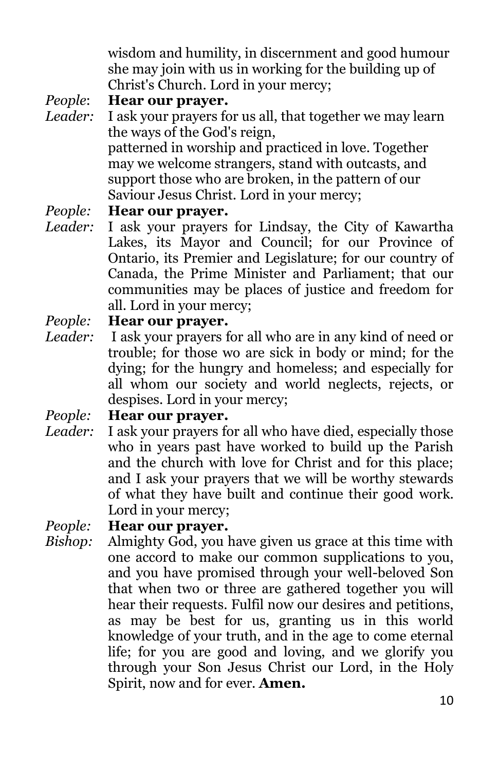wisdom and humility, in discernment and good humour she may join with us in working for the building up of Christ's Church. Lord in your mercy;

*People*: **Hear our prayer.**

*Leader:* I ask your prayers for us all, that together we may learn the ways of the God's reign,
patterned in worship and practiced in love. Together may we welcome strangers, stand with outcasts, and support those who are broken, in the pattern of our Saviour Jesus Christ. Lord in your mercy;

*People:* **Hear our prayer.**

*Leader:* I ask your prayers for Lindsay, the City of Kawartha Lakes, its Mayor and Council; for our Province of Ontario, its Premier and Legislature; for our country of Canada, the Prime Minister and Parliament; that our communities may be places of justice and freedom for all. Lord in your mercy;

*People:* **Hear our prayer.**

*Leader:* I ask your prayers for all who are in any kind of need or trouble; for those wo are sick in body or mind; for the dying; for the hungry and homeless; and especially for all whom our society and world neglects, rejects, or despises. Lord in your mercy;

*People:* **Hear our prayer.**

*Leader:* I ask your prayers for all who have died, especially those who in years past have worked to build up the Parish and the church with love for Christ and for this place; and I ask your prayers that we will be worthy stewards of what they have built and continue their good work. Lord in your mercy;

*People:* **Hear our prayer.**

*Bishop:* Almighty God, you have given us grace at this time with one accord to make our common supplications to you, and you have promised through your well-beloved Son that when two or three are gathered together you will hear their requests. Fulfil now our desires and petitions, as may be best for us, granting us in this world knowledge of your truth, and in the age to come eternal life; for you are good and loving, and we glorify you through your Son Jesus Christ our Lord, in the Holy Spirit, now and for ever. **Amen.**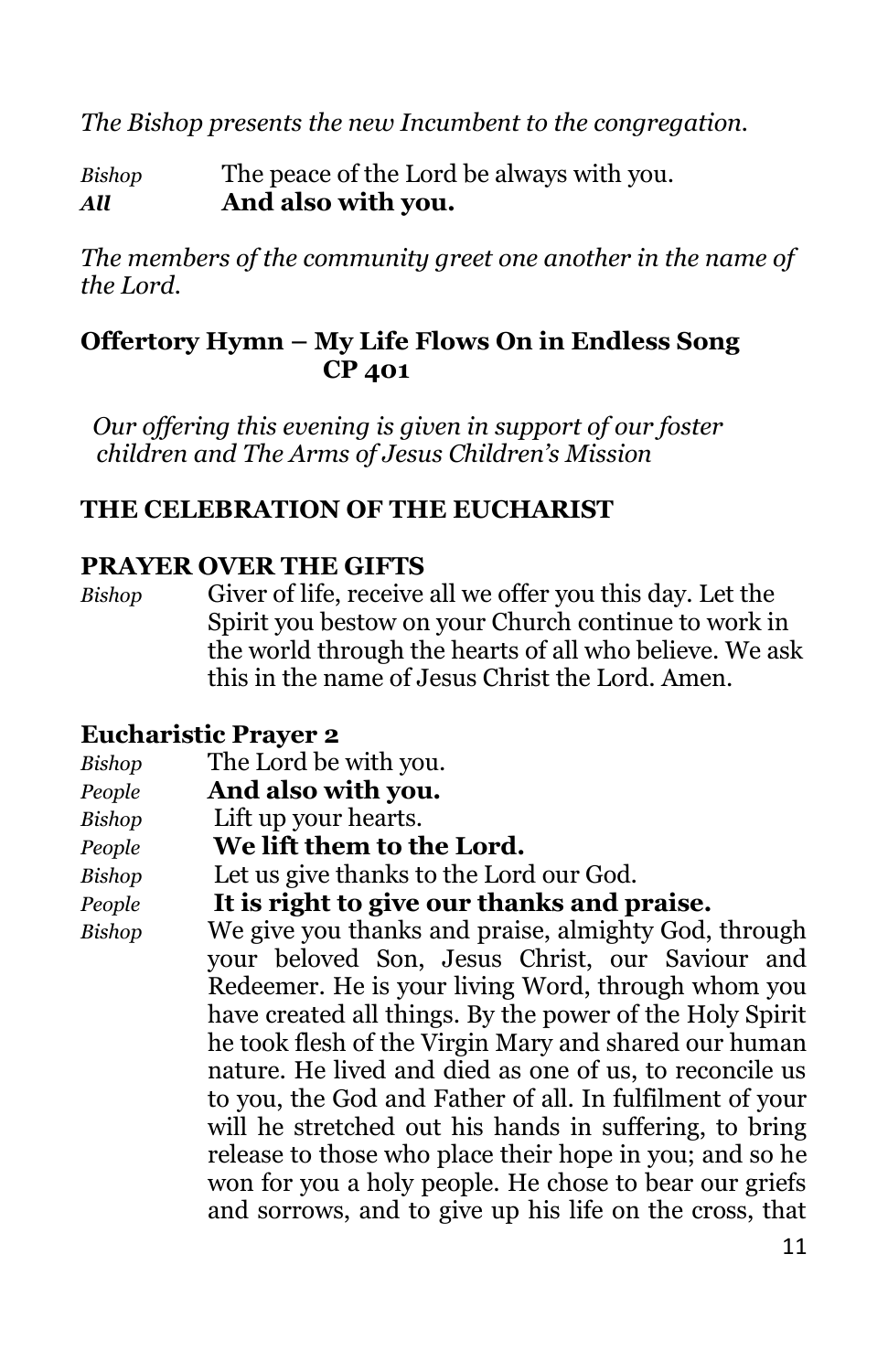*The Bishop presents the new Incumbent to the congregation.*

*Bishop* The peace of the Lord be always with you.
***All*** **And also with you.**

*The members of the community greet one another in the name of the Lord.*

**Offertory Hymn – My Life Flows On in Endless Song CP 401**

*Our offering this evening is given in support of our foster children and The Arms of Jesus Children's Mission*

**THE CELEBRATION OF THE EUCHARIST**

**PRAYER OVER THE GIFTS**

*Bishop* Giver of life, receive all we offer you this day. Let the Spirit you bestow on your Church continue to work in the world through the hearts of all who believe. We ask this in the name of Jesus Christ the Lord. Amen.

**Eucharistic Prayer 2**

*Bishop* The Lord be with you.
*People* **And also with you.**
*Bishop* Lift up your hearts.
*People* **We lift them to the Lord.**
*Bishop* Let us give thanks to the Lord our God.
*People* **It is right to give our thanks and praise.**
*Bishop* We give you thanks and praise, almighty God, through your beloved Son, Jesus Christ, our Saviour and Redeemer. He is your living Word, through whom you have created all things. By the power of the Holy Spirit he took flesh of the Virgin Mary and shared our human nature. He lived and died as one of us, to reconcile us to you, the God and Father of all. In fulfilment of your will he stretched out his hands in suffering, to bring release to those who place their hope in you; and so he won for you a holy people. He chose to bear our griefs and sorrows, and to give up his life on the cross, that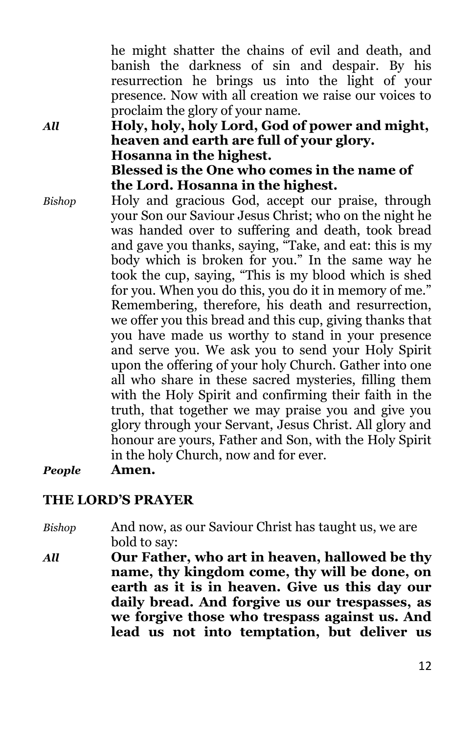he might shatter the chains of evil and death, and banish the darkness of sin and despair. By his resurrection he brings us into the light of your presence. Now with all creation we raise our voices to proclaim the glory of your name.

***All*** **Holy, holy, holy Lord, God of power and might, heaven and earth are full of your glory. Hosanna in the highest. Blessed is the One who comes in the name of the Lord. Hosanna in the highest.**

*Bishop* Holy and gracious God, accept our praise, through your Son our Saviour Jesus Christ; who on the night he was handed over to suffering and death, took bread and gave you thanks, saying, "Take, and eat: this is my body which is broken for you." In the same way he took the cup, saying, "This is my blood which is shed for you. When you do this, you do it in memory of me." Remembering, therefore, his death and resurrection, we offer you this bread and this cup, giving thanks that you have made us worthy to stand in your presence and serve you. We ask you to send your Holy Spirit upon the offering of your holy Church. Gather into one all who share in these sacred mysteries, filling them with the Holy Spirit and confirming their faith in the truth, that together we may praise you and give you glory through your Servant, Jesus Christ. All glory and honour are yours, Father and Son, with the Holy Spirit in the holy Church, now and for ever.

***People*** **Amen.**

## THE LORD'S PRAYER

*Bishop* And now, as our Saviour Christ has taught us, we are bold to say:

***All*** **Our Father, who art in heaven, hallowed be thy name, thy kingdom come, thy will be done, on earth as it is in heaven. Give us this day our daily bread. And forgive us our trespasses, as we forgive those who trespass against us. And lead us not into temptation, but deliver us**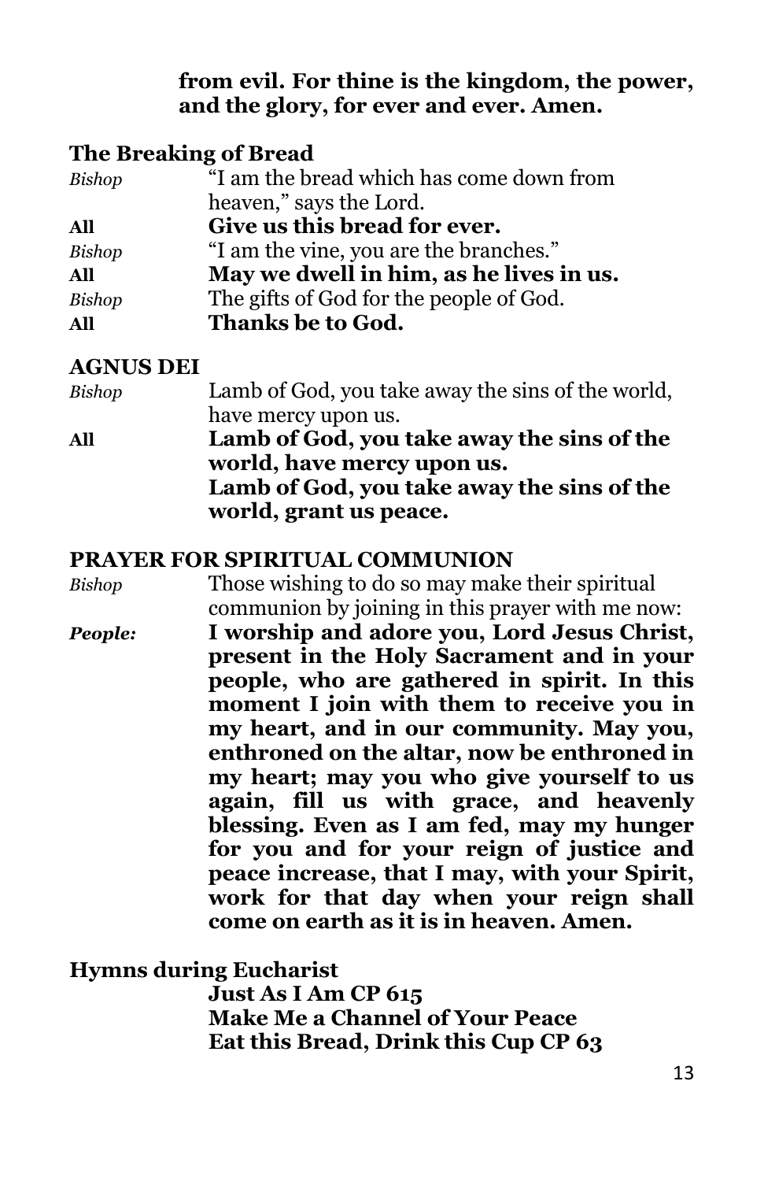**from evil. For thine is the kingdom, the power, and the glory, for ever and ever. Amen.**

## The Breaking of Bread

*Bishop* “I am the bread which has come down from heaven,” says the Lord.

**All** **Give us this bread for ever.**

*Bishop* “I am the vine, you are the branches.”

**All** **May we dwell in him, as he lives in us.**

*Bishop* The gifts of God for the people of God.

**All** **Thanks be to God.**

## AGNUS DEI

*Bishop* Lamb of God, you take away the sins of the world, have mercy upon us.

**All** **Lamb of God, you take away the sins of the world, have mercy upon us.**
**Lamb of God, you take away the sins of the world, grant us peace.**

## PRAYER FOR SPIRITUAL COMMUNION

*Bishop* Those wishing to do so may make their spiritual communion by joining in this prayer with me now:

***People:*** **I worship and adore you, Lord Jesus Christ, present in the Holy Sacrament and in your people, who are gathered in spirit. In this moment I join with them to receive you in my heart, and in our community. May you, enthroned on the altar, now be enthroned in my heart; may you who give yourself to us again, fill us with grace, and heavenly blessing. Even as I am fed, may my hunger for you and for your reign of justice and peace increase, that I may, with your Spirit, work for that day when your reign shall come on earth as it is in heaven. Amen.**

## Hymns during Eucharist

**Just As I Am CP 615**
**Make Me a Channel of Your Peace**
**Eat this Bread, Drink this Cup CP 63**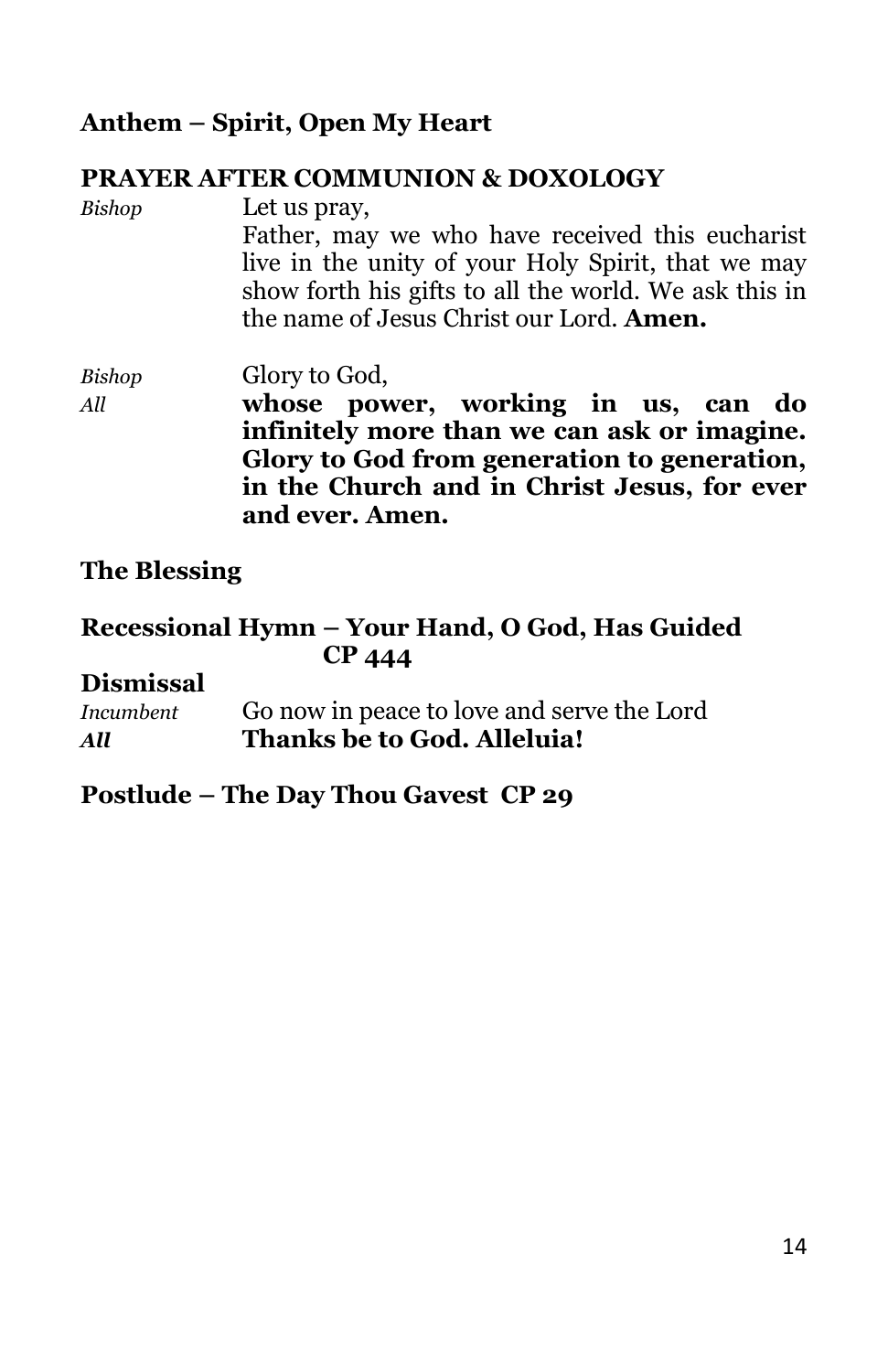**Anthem – Spirit, Open My Heart**

**PRAYER AFTER COMMUNION & DOXOLOGY**

*Bishop* Let us pray,
Father, may we who have received this eucharist live in the unity of your Holy Spirit, that we may show forth his gifts to all the world. We ask this in the name of Jesus Christ our Lord. **Amen.**

*Bishop* Glory to God,
*All* **whose power, working in us, can do infinitely more than we can ask or imagine. Glory to God from generation to generation, in the Church and in Christ Jesus, for ever and ever. Amen.**

**The Blessing**

**Recessional Hymn – Your Hand, O God, Has Guided CP 444**

**Dismissal**

*Incumbent* Go now in peace to love and serve the Lord
***All*** **Thanks be to God. Alleluia!**

**Postlude – The Day Thou Gavest CP 29**